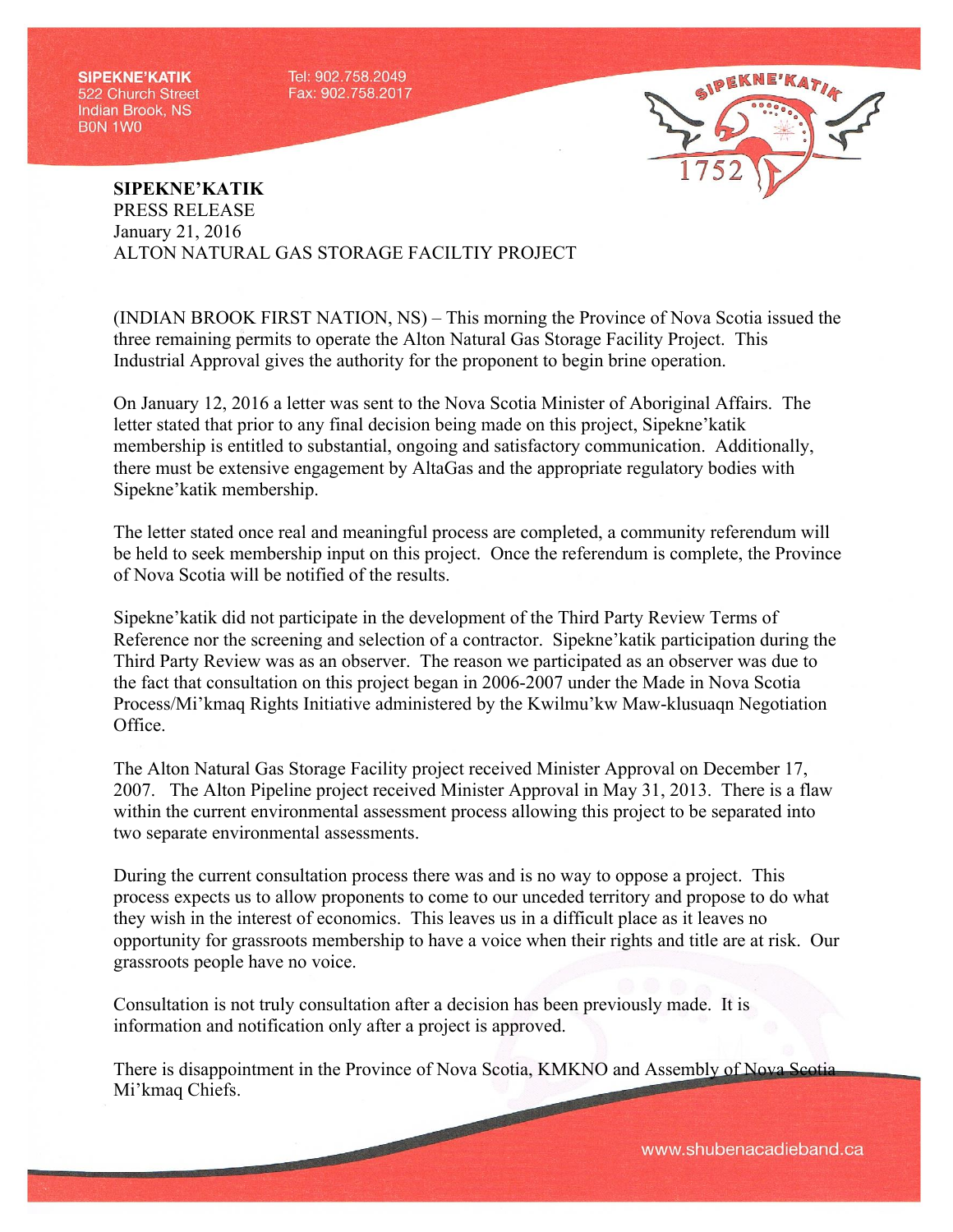SIPEKNE'KATIK
522 Church Street
Indian Brook, NS
B0N 1W0

Tel: 902.758.2049
Fax: 902.758.2017

**SIPEKNE'KATIK**
PRESS RELEASE
January 21, 2016
ALTON NATURAL GAS STORAGE FACILTIY PROJECT

(INDIAN BROOK FIRST NATION, NS) – This morning the Province of Nova Scotia issued the three remaining permits to operate the Alton Natural Gas Storage Facility Project. This Industrial Approval gives the authority for the proponent to begin brine operation.

On January 12, 2016 a letter was sent to the Nova Scotia Minister of Aboriginal Affairs. The letter stated that prior to any final decision being made on this project, Sipekne'katik membership is entitled to substantial, ongoing and satisfactory communication. Additionally, there must be extensive engagement by AltaGas and the appropriate regulatory bodies with Sipekne'katik membership.

The letter stated once real and meaningful process are completed, a community referendum will be held to seek membership input on this project. Once the referendum is complete, the Province of Nova Scotia will be notified of the results.

Sipekne'katik did not participate in the development of the Third Party Review Terms of Reference nor the screening and selection of a contractor. Sipekne'katik participation during the Third Party Review was as an observer. The reason we participated as an observer was due to the fact that consultation on this project began in 2006-2007 under the Made in Nova Scotia Process/Mi'kmaq Rights Initiative administered by the Kwilmu'kw Maw-klusuaqn Negotiation Office.

The Alton Natural Gas Storage Facility project received Minister Approval on December 17, 2007. The Alton Pipeline project received Minister Approval in May 31, 2013. There is a flaw within the current environmental assessment process allowing this project to be separated into two separate environmental assessments.

During the current consultation process there was and is no way to oppose a project. This process expects us to allow proponents to come to our unceded territory and propose to do what they wish in the interest of economics. This leaves us in a difficult place as it leaves no opportunity for grassroots membership to have a voice when their rights and title are at risk. Our grassroots people have no voice.

Consultation is not truly consultation after a decision has been previously made. It is information and notification only after a project is approved.

There is disappointment in the Province of Nova Scotia, KMKNO and Assembly of Nova Scotia Mi'kmaq Chiefs.

www.shubenacadieband.ca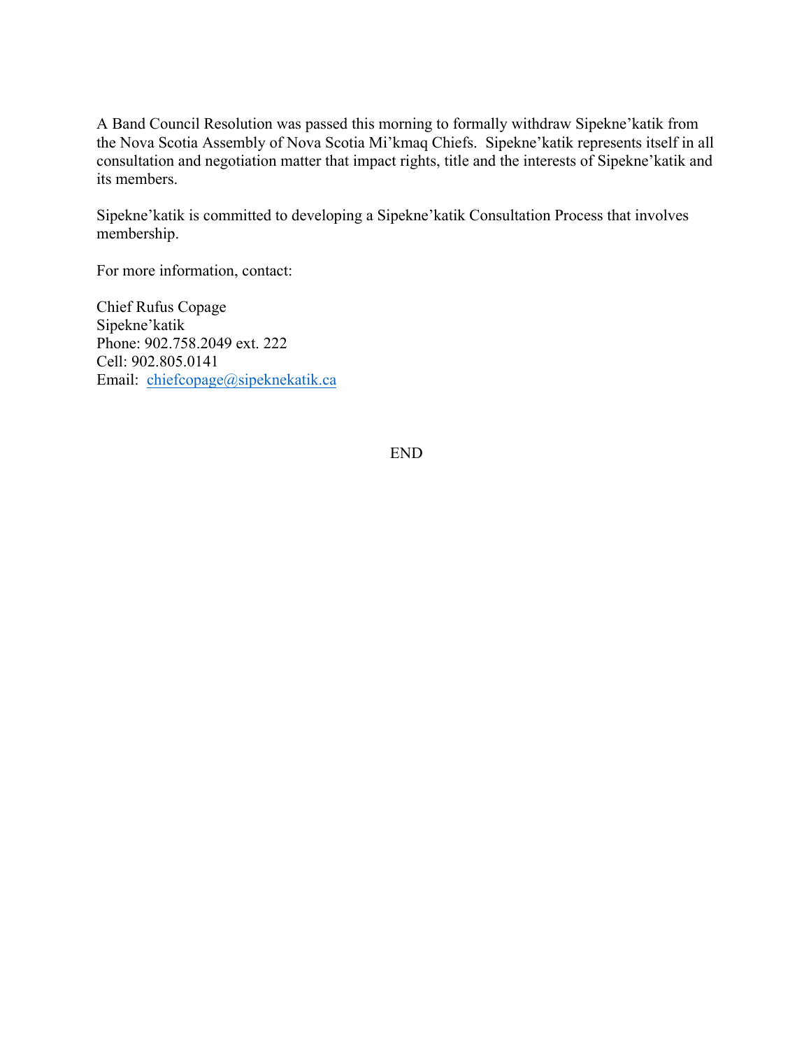A Band Council Resolution was passed this morning to formally withdraw Sipekne'katik from the Nova Scotia Assembly of Nova Scotia Mi'kmaq Chiefs. Sipekne'katik represents itself in all consultation and negotiation matter that impact rights, title and the interests of Sipekne'katik and its members.

Sipekne'katik is committed to developing a Sipekne'katik Consultation Process that involves membership.

For more information, contact:

Chief Rufus Copage  
Sipekne'katik  
Phone: 902.758.2049 ext. 222  
Cell: 902.805.0141  
Email: chiefcopage@sipeknekatik.ca

END